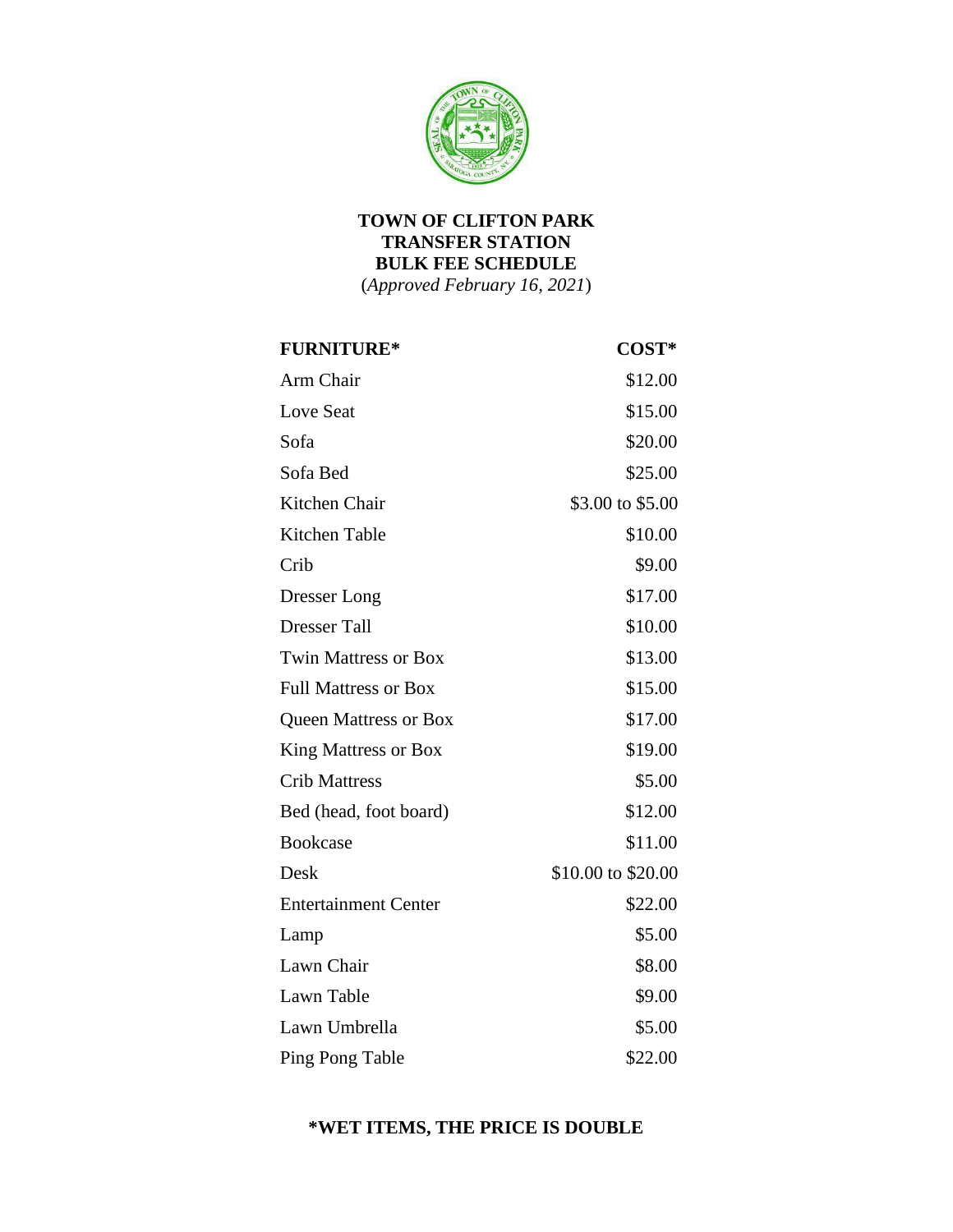# TOWN OF CLIFTON PARK
# TRANSFER STATION
# BULK FEE SCHEDULE

(*Approved February 16, 2021*)

| FURNITURE* | COST* |
|---|---|
| Arm Chair | $12.00 |
| Love Seat | $15.00 |
| Sofa | $20.00 |
| Sofa Bed | $25.00 |
| Kitchen Chair | $3.00 to $5.00 |
| Kitchen Table | $10.00 |
| Crib | $9.00 |
| Dresser Long | $17.00 |
| Dresser Tall | $10.00 |
| Twin Mattress or Box | $13.00 |
| Full Mattress or Box | $15.00 |
| Queen Mattress or Box | $17.00 |
| King Mattress or Box | $19.00 |
| Crib Mattress | $5.00 |
| Bed (head, foot board) | $12.00 |
| Bookcase | $11.00 |
| Desk | $10.00 to $20.00 |
| Entertainment Center | $22.00 |
| Lamp | $5.00 |
| Lawn Chair | $8.00 |
| Lawn Table | $9.00 |
| Lawn Umbrella | $5.00 |
| Ping Pong Table | $22.00 |

**\*WET ITEMS, THE PRICE IS DOUBLE**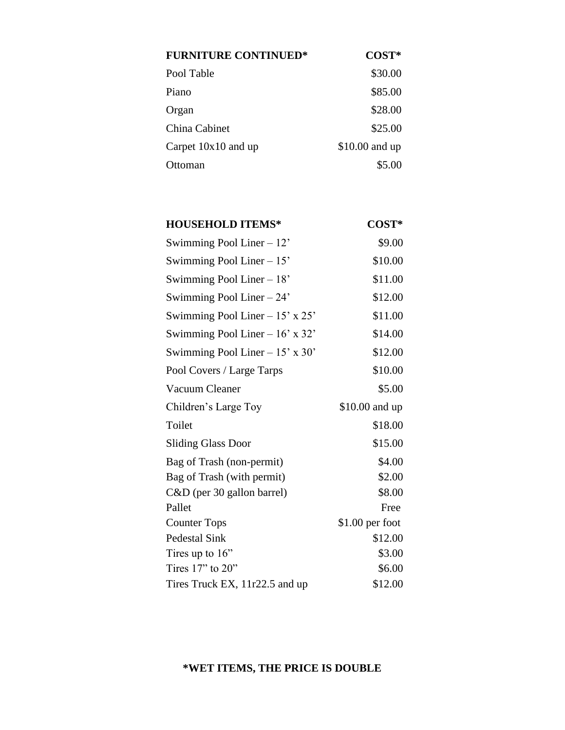| FURNITURE CONTINUED* | COST* |
| --- | --- |
| Pool Table | $30.00 |
| Piano | $85.00 |
| Organ | $28.00 |
| China Cabinet | $25.00 |
| Carpet 10x10 and up | $10.00 and up |
| Ottoman | $5.00 |

| HOUSEHOLD ITEMS* | COST* |
| --- | --- |
| Swimming Pool Liner – 12’ | $9.00 |
| Swimming Pool Liner – 15’ | $10.00 |
| Swimming Pool Liner – 18’ | $11.00 |
| Swimming Pool Liner – 24’ | $12.00 |
| Swimming Pool Liner – 15’ x 25’ | $11.00 |
| Swimming Pool Liner – 16’ x 32’ | $14.00 |
| Swimming Pool Liner – 15’ x 30’ | $12.00 |
| Pool Covers / Large Tarps | $10.00 |
| Vacuum Cleaner | $5.00 |
| Children’s Large Toy | $10.00 and up |
| Toilet | $18.00 |
| Sliding Glass Door | $15.00 |
| Bag of Trash (non-permit) | $4.00 |
| Bag of Trash (with permit) | $2.00 |
| C&D (per 30 gallon barrel) | $8.00 |
| Pallet | Free |
| Counter Tops | $1.00 per foot |
| Pedestal Sink | $12.00 |
| Tires up to 16” | $3.00 |
| Tires 17” to 20” | $6.00 |
| Tires Truck EX, 11r22.5 and up | $12.00 |

**\*WET ITEMS, THE PRICE IS DOUBLE**